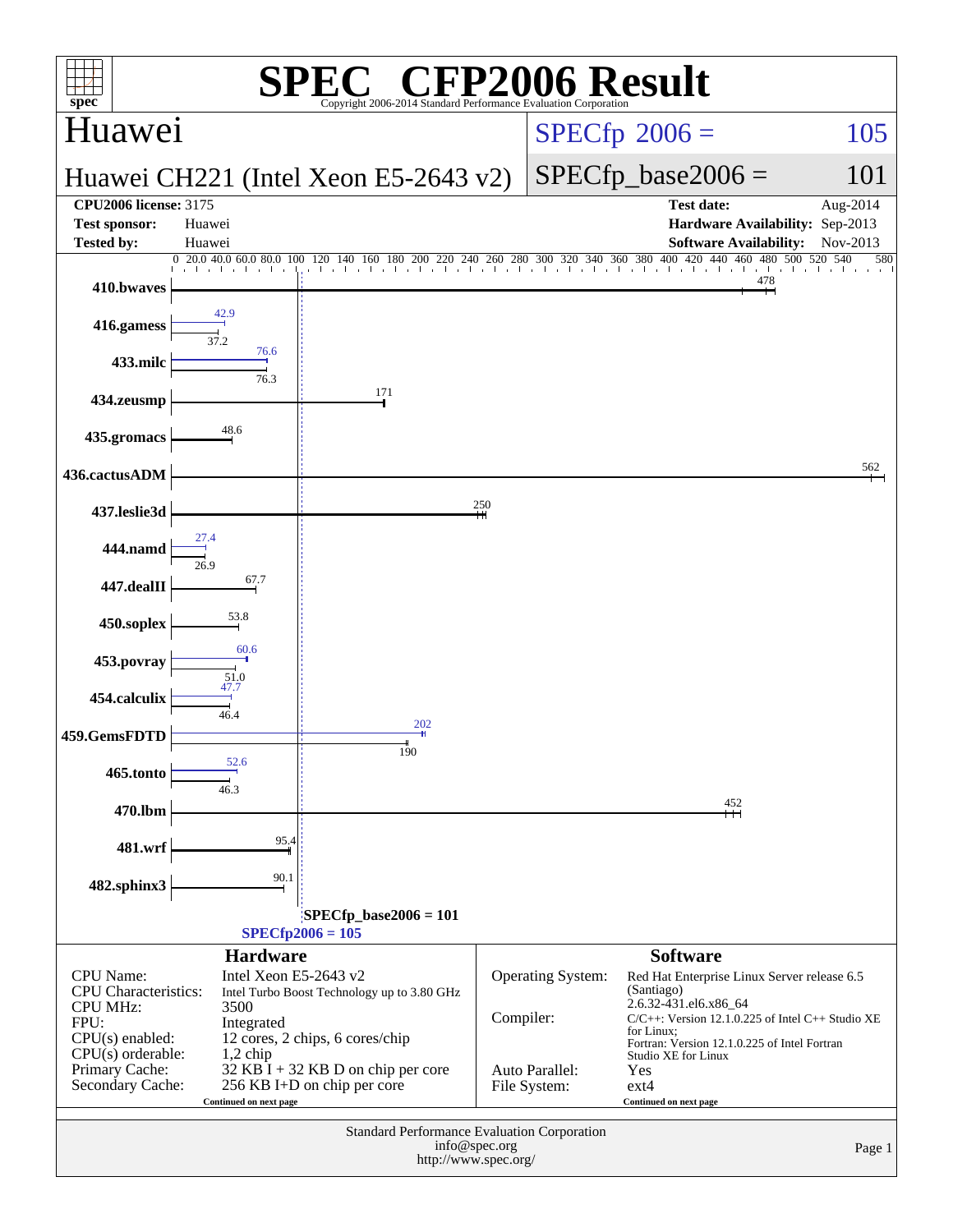# SPEC CFP2006 Result

Copyright 2006-2014 Standard Performance Evaluation Corporation

## Huawei

**Huawei CH221 (Intel Xeon E5-2643 v2)**

SPECfp 2006 = 105

SPECfp_base2006 = 101

| | | | |
|---|---|---|---|
| **CPU2006 license:** 3175 | | **Test date:** | Aug-2014 |
| **Test sponsor:** | Huawei | **Hardware Availability:** | Sep-2013 |
| **Tested by:** | Huawei | **Software Availability:** | Nov-2013 |

| Benchmark | Peak | Base |
|---|---|---|
| 410.bwaves | | 478 |
| 416.gamess | 42.9 | 37.2 |
| 433.milc | 76.6 | 76.3 |
| 434.zeusmp | | 171 |
| 435.gromacs | | 48.6 |
| 436.cactusADM | | 562 |
| 437.leslie3d | | 250 |
| 444.namd | 27.4 | 26.9 |
| 447.dealII | | 67.7 |
| 450.soplex | | 53.8 |
| 453.povray | 60.6 | 51.0 |
| 454.calculix | 47.7 | 46.4 |
| 459.GemsFDTD | 202 | 190 |
| 465.tonto | 52.6 | 46.3 |
| 470.lbm | | 452 |
| 481.wrf | | 95.4 |
| 482.sphinx3 | | 90.1 |

SPECfp_base2006 = 101

SPECfp2006 = 105

### Hardware

| | |
|---|---|
| CPU Name: | Intel Xeon E5-2643 v2 |
| CPU Characteristics: | Intel Turbo Boost Technology up to 3.80 GHz |
| CPU MHz: | 3500 |
| FPU: | Integrated |
| CPU(s) enabled: | 12 cores, 2 chips, 6 cores/chip |
| CPU(s) orderable: | 1,2 chip |
| Primary Cache: | 32 KB I + 32 KB D on chip per core |
| Secondary Cache: | 256 KB I+D on chip per core |

Continued on next page

### Software

| | |
|---|---|
| Operating System: | Red Hat Enterprise Linux Server release 6.5 (Santiago) 2.6.32-431.el6.x86_64 |
| Compiler: | C/C++: Version 12.1.0.225 of Intel C++ Studio XE for Linux; Fortran: Version 12.1.0.225 of Intel Fortran Studio XE for Linux |
| Auto Parallel: | Yes |
| File System: | ext4 |

Continued on next page

Standard Performance Evaluation Corporation
info@spec.org
http://www.spec.org/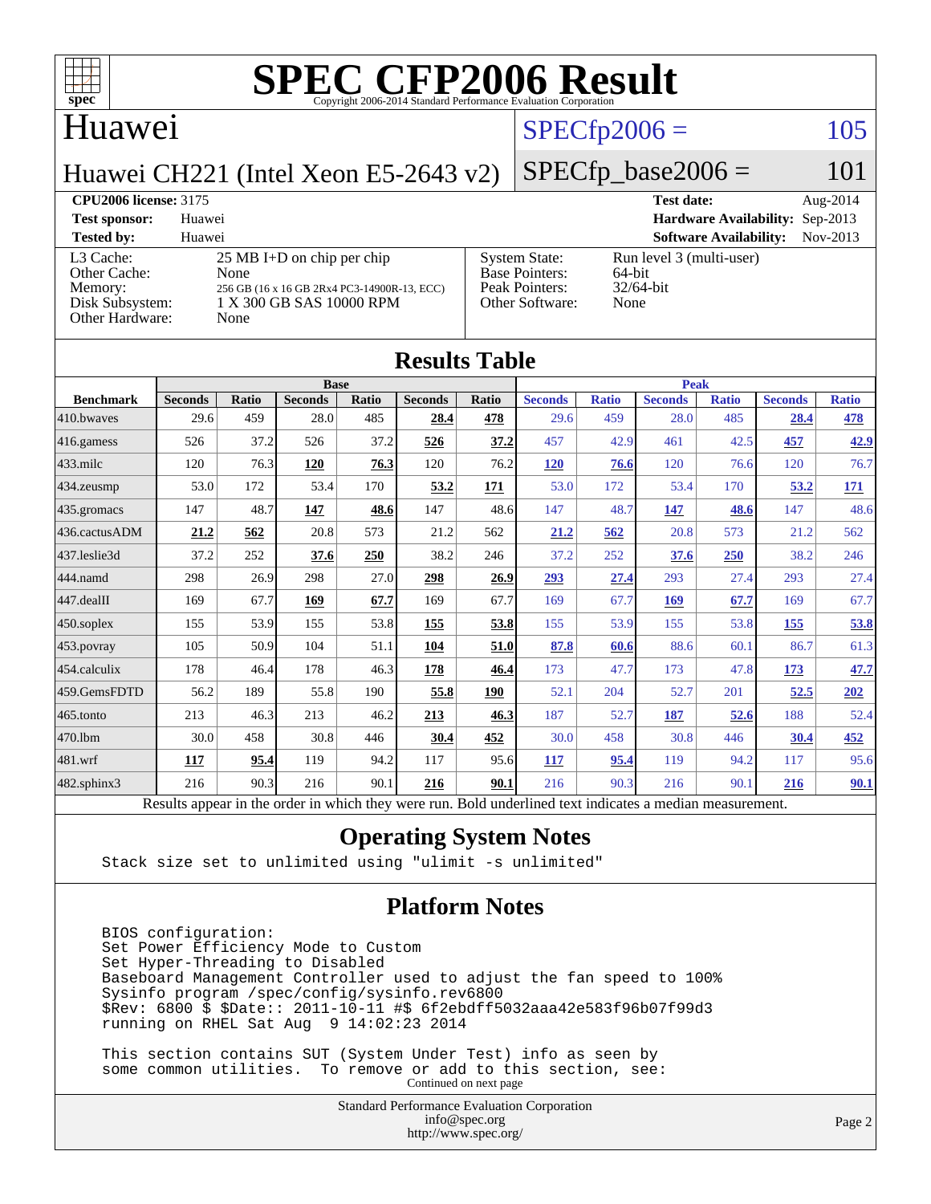# SPEC CFP2006 Result

Copyright 2006-2014 Standard Performance Evaluation Corporation

## Huawei

**Huawei CH221 (Intel Xeon E5-2643 v2)**

SPECfp2006 = 105

SPECfp_base2006 = 101

| | | | |
|---|---|---|---|
| **CPU2006 license:** 3175 | | **Test date:** | Aug-2014 |
| **Test sponsor:** | Huawei | **Hardware Availability:** | Sep-2013 |
| **Tested by:** | Huawei | **Software Availability:** | Nov-2013 |

| | | | |
|---|---|---|---|
| L3 Cache: | 25 MB I+D on chip per chip | System State: | Run level 3 (multi-user) |
| Other Cache: | None | Base Pointers: | 64-bit |
| Memory: | 256 GB (16 x 16 GB 2Rx4 PC3-14900R-13, ECC) | Peak Pointers: | 32/64-bit |
| Disk Subsystem: | 1 X 300 GB SAS 10000 RPM | Other Software: | None |
| Other Hardware: | None | | |

## Results Table

| | Base | | | | | | Peak | | | | | |
|---|---|---|---|---|---|---|---|---|---|---|---|---|
| **Benchmark** | **Seconds** | **Ratio** | **Seconds** | **Ratio** | **Seconds** | **Ratio** | **Seconds** | **Ratio** | **Seconds** | **Ratio** | **Seconds** | **Ratio** |
| 410.bwaves | 29.6 | 459 | 28.0 | 485 | **28.4** | **478** | 29.6 | 459 | 28.0 | 485 | **28.4** | **478** |
| 416.gamess | 526 | 37.2 | 526 | 37.2 | **526** | **37.2** | 457 | 42.9 | 461 | 42.5 | **457** | **42.9** |
| 433.milc | 120 | 76.3 | **120** | **76.3** | 120 | 76.2 | **120** | **76.6** | 120 | 76.6 | 120 | 76.7 |
| 434.zeusmp | 53.0 | 172 | 53.4 | 170 | **53.2** | **171** | 53.0 | 172 | 53.4 | 170 | **53.2** | **171** |
| 435.gromacs | 147 | 48.7 | **147** | **48.6** | 147 | 48.6 | 147 | 48.7 | **147** | **48.6** | 147 | 48.6 |
| 436.cactusADM | **21.2** | **562** | 20.8 | 573 | 21.2 | 562 | **21.2** | **562** | 20.8 | 573 | 21.2 | 562 |
| 437.leslie3d | 37.2 | 252 | **37.6** | **250** | 38.2 | 246 | 37.2 | 252 | **37.6** | **250** | 38.2 | 246 |
| 444.namd | 298 | 26.9 | 298 | 27.0 | **298** | **26.9** | **293** | **27.4** | 293 | 27.4 | 293 | 27.4 |
| 447.dealII | 169 | 67.7 | **169** | **67.7** | 169 | 67.7 | 169 | 67.7 | **169** | **67.7** | 169 | 67.7 |
| 450.soplex | 155 | 53.9 | 155 | 53.8 | **155** | **53.8** | 155 | 53.9 | 155 | 53.8 | **155** | **53.8** |
| 453.povray | 105 | 50.9 | 104 | 51.1 | **104** | **51.0** | **87.8** | **60.6** | 88.6 | 60.1 | 86.7 | 61.3 |
| 454.calculix | 178 | 46.4 | 178 | 46.3 | **178** | **46.4** | 173 | 47.7 | 173 | 47.8 | **173** | **47.7** |
| 459.GemsFDTD | 56.2 | 189 | 55.8 | 190 | **55.8** | **190** | 52.1 | 204 | 52.7 | 201 | **52.5** | **202** |
| 465.tonto | 213 | 46.3 | 213 | 46.2 | **213** | **46.3** | 187 | 52.7 | **187** | **52.6** | 188 | 52.4 |
| 470.lbm | 30.0 | 458 | 30.8 | 446 | **30.4** | **452** | 30.0 | 458 | 30.8 | 446 | **30.4** | **452** |
| 481.wrf | **117** | **95.4** | 119 | 94.2 | 117 | 95.6 | **117** | **95.4** | 119 | 94.2 | 117 | 95.6 |
| 482.sphinx3 | 216 | 90.3 | 216 | 90.1 | **216** | **90.1** | 216 | 90.3 | 216 | 90.1 | **216** | **90.1** |

Results appear in the order in which they were run. Bold underlined text indicates a median measurement.

## Operating System Notes

```
Stack size set to unlimited using "ulimit -s unlimited"
```

## Platform Notes

```
BIOS configuration:
Set Power Efficiency Mode to Custom
Set Hyper-Threading to Disabled
Baseboard Management Controller used to adjust the fan speed to 100%
Sysinfo program /spec/config/sysinfo.rev6800
$Rev: 6800 $ $Date:: 2011-10-11 #$ 6f2ebdff5032aaa42e583f96b07f99d3
running on RHEL Sat Aug  9 14:02:23 2014

This section contains SUT (System Under Test) info as seen by
some common utilities.  To remove or add to this section, see:
```

Continued on next page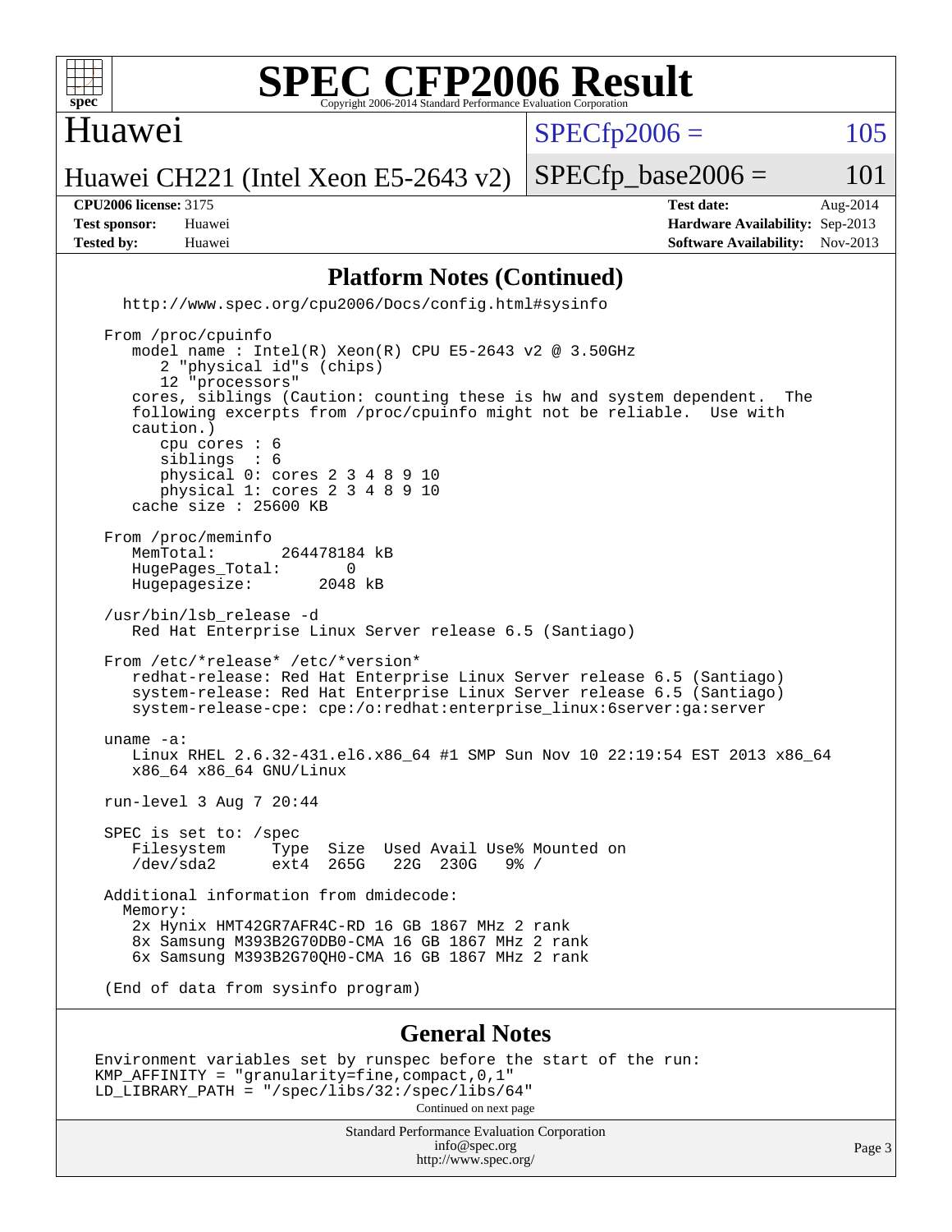# Huawei

Huawei CH221 (Intel Xeon E5-2643 v2)

SPECfp2006 = 105

SPECfp_base2006 = 101

**CPU2006 license:** 3175
**Test sponsor:** Huawei
**Tested by:** Huawei

**Test date:** Aug-2014
**Hardware Availability:** Sep-2013
**Software Availability:** Nov-2013

## Platform Notes (Continued)

```
   http://www.spec.org/cpu2006/Docs/config.html#sysinfo

 From /proc/cpuinfo
    model name : Intel(R) Xeon(R) CPU E5-2643 v2 @ 3.50GHz
       2 "physical id"s (chips)
       12 "processors"
    cores, siblings (Caution: counting these is hw and system dependent.  The
    following excerpts from /proc/cpuinfo might not be reliable.  Use with
    caution.)
       cpu cores : 6
       siblings  : 6
       physical 0: cores 2 3 4 8 9 10
       physical 1: cores 2 3 4 8 9 10
    cache size : 25600 KB

 From /proc/meminfo
    MemTotal:       264478184 kB
    HugePages_Total:       0
    Hugepagesize:       2048 kB

 /usr/bin/lsb_release -d
    Red Hat Enterprise Linux Server release 6.5 (Santiago)

 From /etc/*release* /etc/*version*
    redhat-release: Red Hat Enterprise Linux Server release 6.5 (Santiago)
    system-release: Red Hat Enterprise Linux Server release 6.5 (Santiago)
    system-release-cpe: cpe:/o:redhat:enterprise_linux:6server:ga:server

 uname -a:
    Linux RHEL 2.6.32-431.el6.x86_64 #1 SMP Sun Nov 10 22:19:54 EST 2013 x86_64
    x86_64 x86_64 GNU/Linux

 run-level 3 Aug 7 20:44

 SPEC is set to: /spec
    Filesystem     Type  Size  Used Avail Use% Mounted on
    /dev/sda2      ext4  265G   22G  230G   9% /

 Additional information from dmidecode:
   Memory:
    2x Hynix HMT42GR7AFR4C-RD 16 GB 1867 MHz 2 rank
    8x Samsung M393B2G70DB0-CMA 16 GB 1867 MHz 2 rank
    6x Samsung M393B2G70QH0-CMA 16 GB 1867 MHz 2 rank

 (End of data from sysinfo program)
```

## General Notes

```
Environment variables set by runspec before the start of the run:
KMP_AFFINITY = "granularity=fine,compact,0,1"
LD_LIBRARY_PATH = "/spec/libs/32:/spec/libs/64"
```

Continued on next page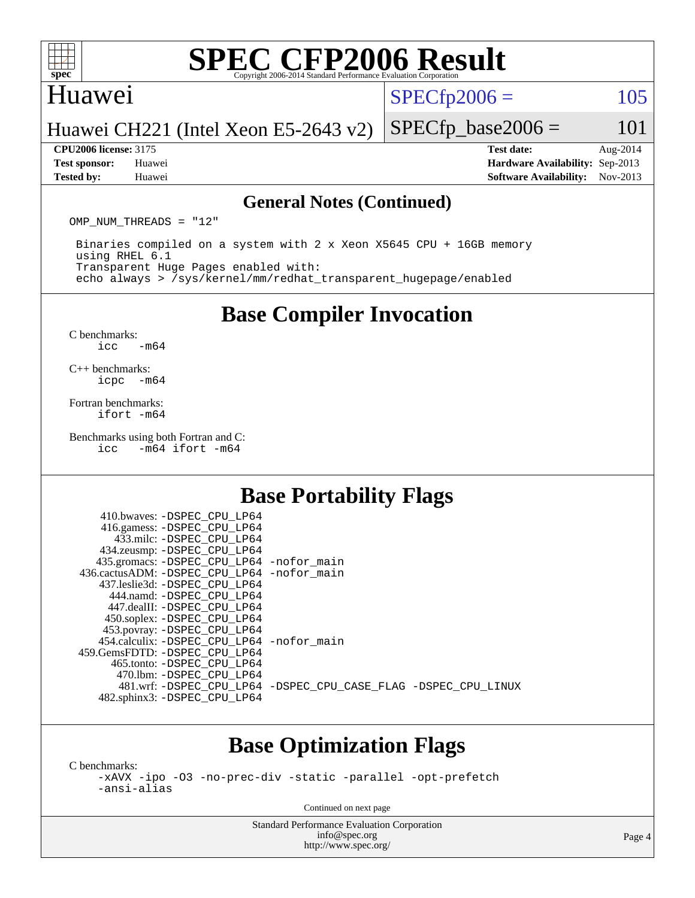# SPEC CFP2006 Result

Copyright 2006-2014 Standard Performance Evaluation Corporation

## Huawei

Huawei CH221 (Intel Xeon E5-2643 v2)

SPECfp2006 = 105

SPECfp_base2006 = 101

| | | | |
|---|---|---|---|
| **CPU2006 license:** 3175 | | **Test date:** | Aug-2014 |
| **Test sponsor:** | Huawei | **Hardware Availability:** | Sep-2013 |
| **Tested by:** | Huawei | **Software Availability:** | Nov-2013 |

### General Notes (Continued)

```
OMP_NUM_THREADS = "12"

 Binaries compiled on a system with 2 x Xeon X5645 CPU + 16GB memory
 using RHEL 6.1
 Transparent Huge Pages enabled with:
 echo always > /sys/kernel/mm/redhat_transparent_hugepage/enabled
```

## Base Compiler Invocation

C benchmarks:
```
icc   -m64
```

C++ benchmarks:
```
icpc  -m64
```

Fortran benchmarks:
```
ifort -m64
```

Benchmarks using both Fortran and C:
```
icc   -m64 ifort -m64
```

## Base Portability Flags

```
   410.bwaves: -DSPEC_CPU_LP64
   416.gamess: -DSPEC_CPU_LP64
     433.milc: -DSPEC_CPU_LP64
   434.zeusmp: -DSPEC_CPU_LP64
  435.gromacs: -DSPEC_CPU_LP64 -nofor_main
 436.cactusADM: -DSPEC_CPU_LP64 -nofor_main
  437.leslie3d: -DSPEC_CPU_LP64
     444.namd: -DSPEC_CPU_LP64
    447.dealII: -DSPEC_CPU_LP64
   450.soplex: -DSPEC_CPU_LP64
   453.povray: -DSPEC_CPU_LP64
  454.calculix: -DSPEC_CPU_LP64 -nofor_main
 459.GemsFDTD: -DSPEC_CPU_LP64
    465.tonto: -DSPEC_CPU_LP64
      470.lbm: -DSPEC_CPU_LP64
      481.wrf: -DSPEC_CPU_LP64 -DSPEC_CPU_CASE_FLAG -DSPEC_CPU_LINUX
  482.sphinx3: -DSPEC_CPU_LP64
```

## Base Optimization Flags

C benchmarks:
```
-xAVX -ipo -O3 -no-prec-div -static -parallel -opt-prefetch
-ansi-alias
```

Continued on next page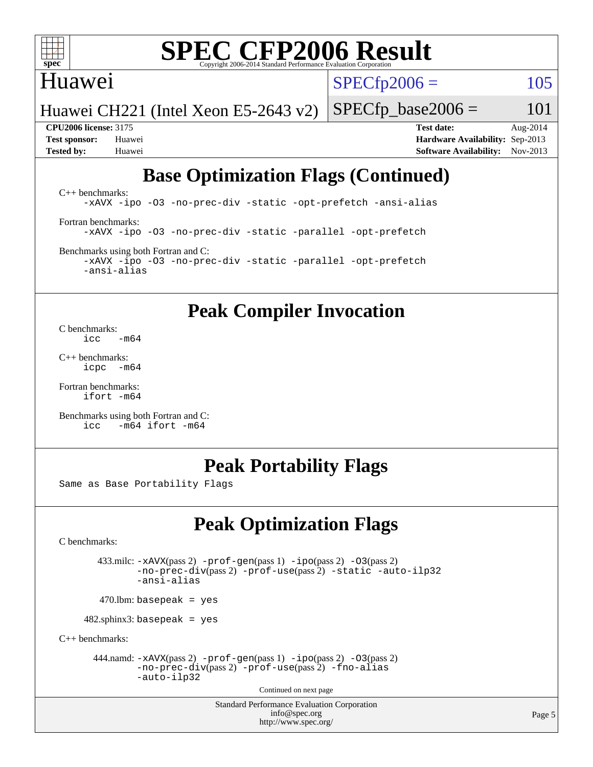## Base Optimization Flags (Continued)

C++ benchmarks:

```
-xAVX -ipo -O3 -no-prec-div -static -opt-prefetch -ansi-alias
```

Fortran benchmarks:

```
-xAVX -ipo -O3 -no-prec-div -static -parallel -opt-prefetch
```

Benchmarks using both Fortran and C:

```
-xAVX -ipo -O3 -no-prec-div -static -parallel -opt-prefetch
-ansi-alias
```

## Peak Compiler Invocation

C benchmarks:

```
icc   -m64
```

C++ benchmarks:

```
icpc  -m64
```

Fortran benchmarks:

```
ifort -m64
```

Benchmarks using both Fortran and C:

```
icc   -m64 ifort -m64
```

## Peak Portability Flags

Same as Base Portability Flags

## Peak Optimization Flags

C benchmarks:

433.milc: -xAVX(pass 2) -prof-gen(pass 1) -ipo(pass 2) -O3(pass 2) -no-prec-div(pass 2) -prof-use(pass 2) -static -auto-ilp32 -ansi-alias

470.lbm: basepeak = yes

482.sphinx3: basepeak = yes

C++ benchmarks:

444.namd: -xAVX(pass 2) -prof-gen(pass 1) -ipo(pass 2) -O3(pass 2) -no-prec-div(pass 2) -prof-use(pass 2) -fno-alias -auto-ilp32

Continued on next page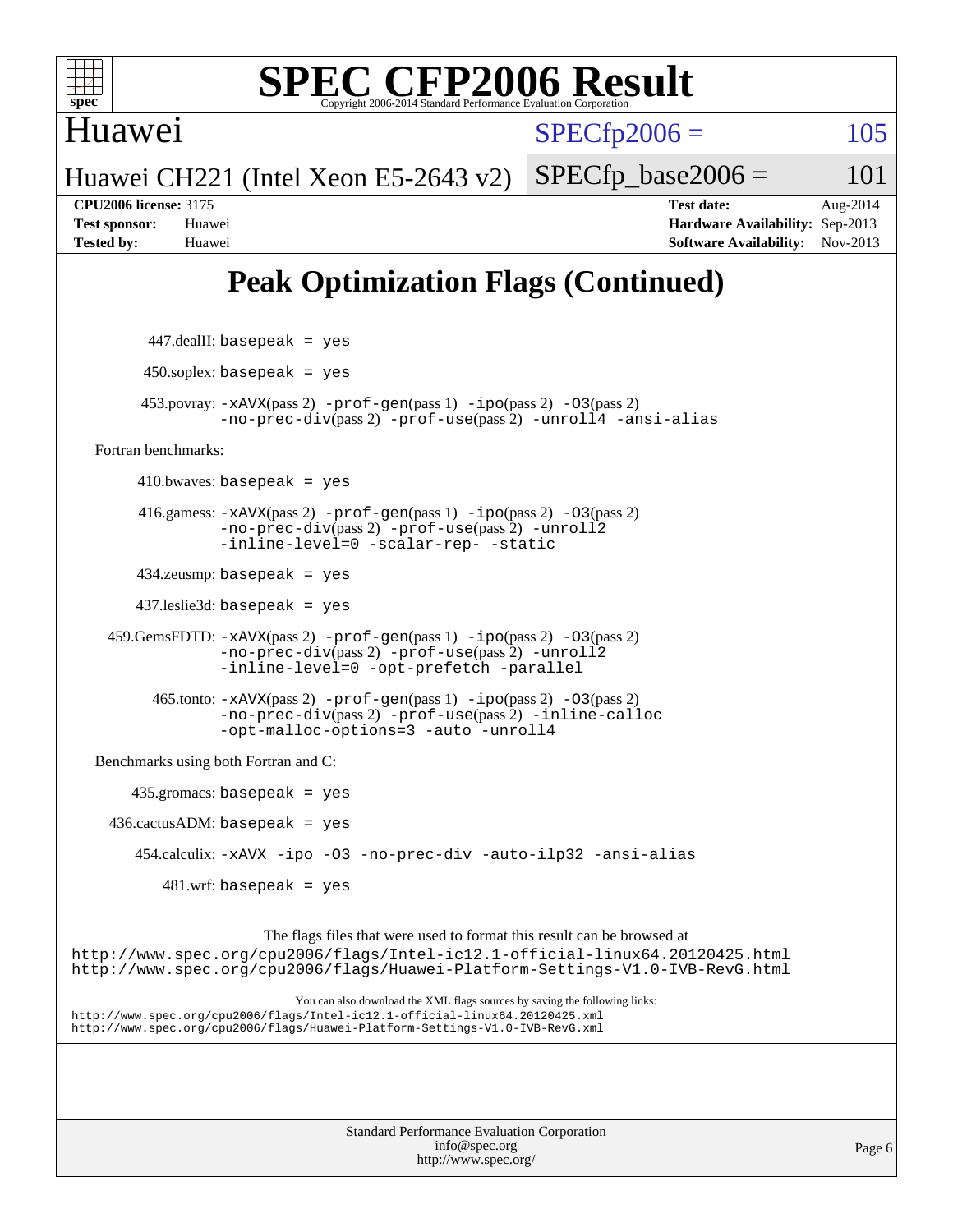# Peak Optimization Flags (Continued)

447.dealII: `basepeak = yes`

450.soplex: `basepeak = yes`

453.povray: `-xAVX`(pass 2) `-prof-gen`(pass 1) `-ipo`(pass 2) `-O3`(pass 2) `-no-prec-div`(pass 2) `-prof-use`(pass 2) `-unroll4 -ansi-alias`

Fortran benchmarks:

410.bwaves: `basepeak = yes`

416.gamess: `-xAVX`(pass 2) `-prof-gen`(pass 1) `-ipo`(pass 2) `-O3`(pass 2) `-no-prec-div`(pass 2) `-prof-use`(pass 2) `-unroll2 -inline-level=0 -scalar-rep- -static`

434.zeusmp: `basepeak = yes`

437.leslie3d: `basepeak = yes`

459.GemsFDTD: `-xAVX`(pass 2) `-prof-gen`(pass 1) `-ipo`(pass 2) `-O3`(pass 2) `-no-prec-div`(pass 2) `-prof-use`(pass 2) `-unroll2 -inline-level=0 -opt-prefetch -parallel`

465.tonto: `-xAVX`(pass 2) `-prof-gen`(pass 1) `-ipo`(pass 2) `-O3`(pass 2) `-no-prec-div`(pass 2) `-prof-use`(pass 2) `-inline-calloc -opt-malloc-options=3 -auto -unroll4`

Benchmarks using both Fortran and C:

435.gromacs: `basepeak = yes`

436.cactusADM: `basepeak = yes`

454.calculix: `-xAVX -ipo -O3 -no-prec-div -auto-ilp32 -ansi-alias`

481.wrf: `basepeak = yes`

The flags files that were used to format this result can be browsed at
http://www.spec.org/cpu2006/flags/Intel-ic12.1-official-linux64.20120425.html
http://www.spec.org/cpu2006/flags/Huawei-Platform-Settings-V1.0-IVB-RevG.html

You can also download the XML flags sources by saving the following links:
http://www.spec.org/cpu2006/flags/Intel-ic12.1-official-linux64.20120425.xml
http://www.spec.org/cpu2006/flags/Huawei-Platform-Settings-V1.0-IVB-RevG.xml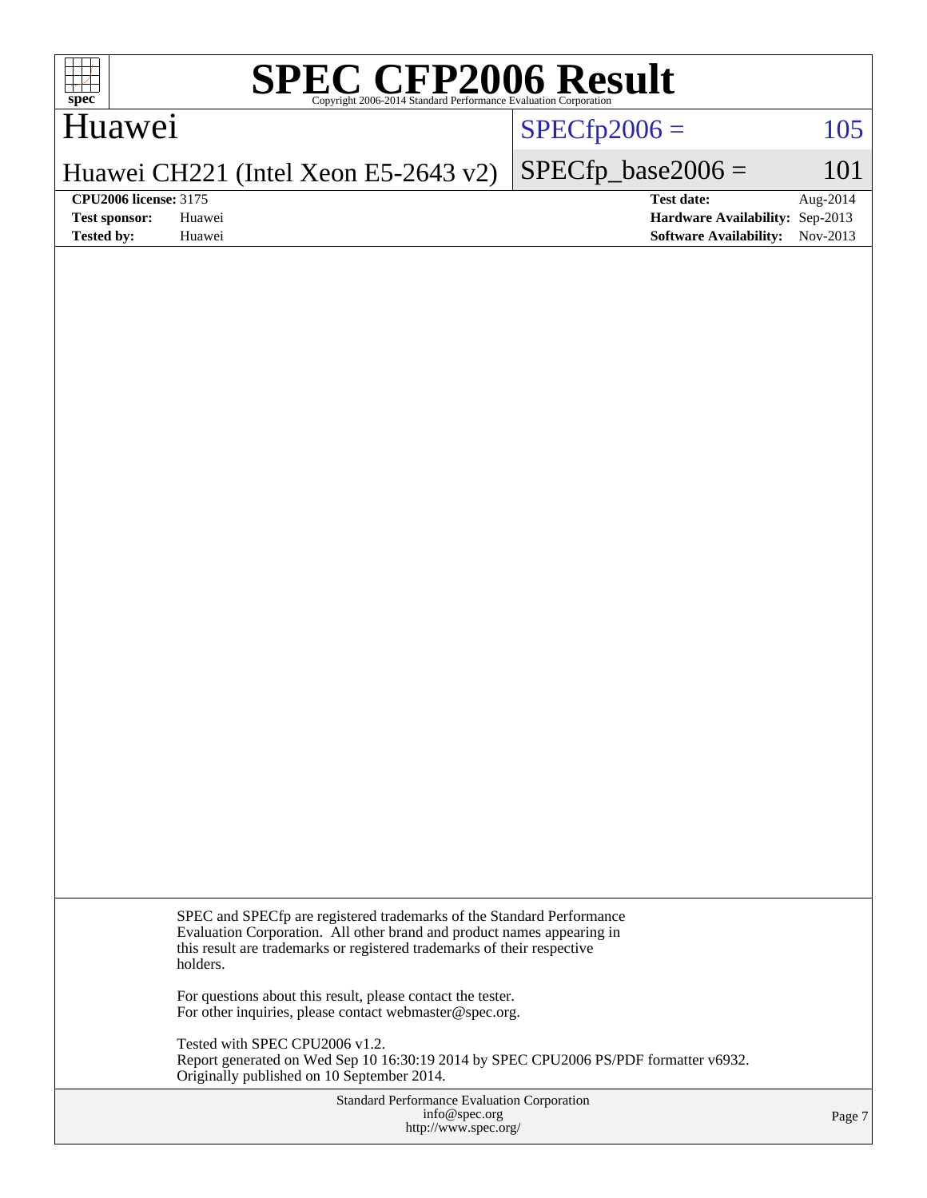SPEC and SPECfp are registered trademarks of the Standard Performance Evaluation Corporation. All other brand and product names appearing in this result are trademarks or registered trademarks of their respective holders.

For questions about this result, please contact the tester.
For other inquiries, please contact webmaster@spec.org.

Tested with SPEC CPU2006 v1.2.
Report generated on Wed Sep 10 16:30:19 2014 by SPEC CPU2006 PS/PDF formatter v6932.
Originally published on 10 September 2014.